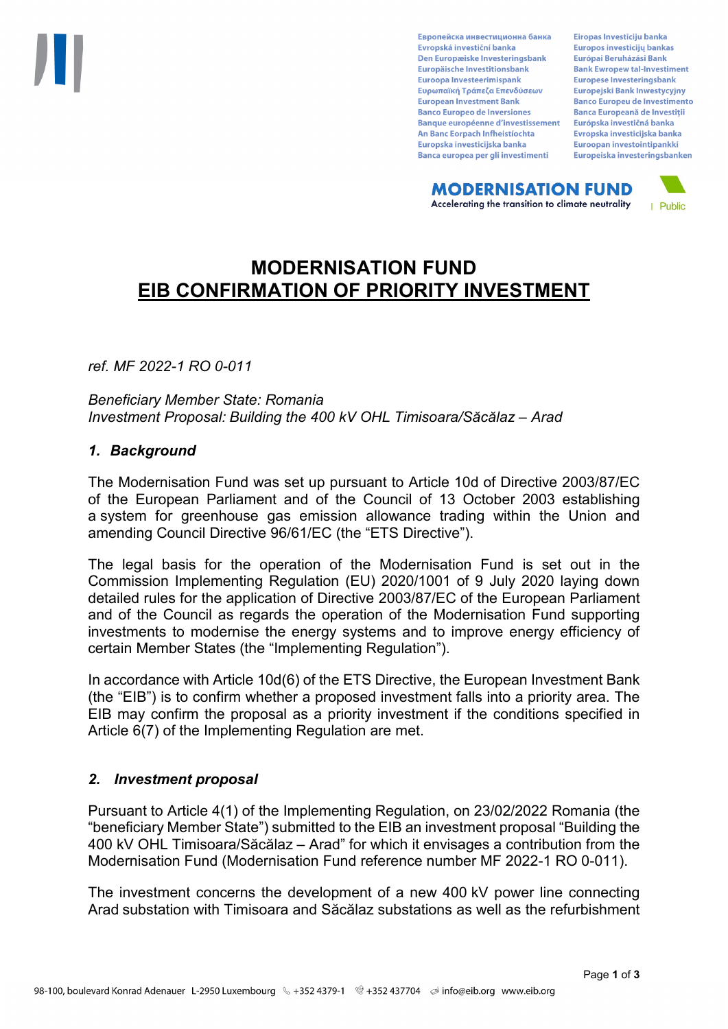# MODERNISATION FUND
## EIB CONFIRMATION OF PRIORITY INVESTMENT

*ref. MF 2022-1 RO 0-011*

*Beneficiary Member State: Romania*
*Investment Proposal: Building the 400 kV OHL Timisoara/Săcălaz – Arad*

### *1. Background*

The Modernisation Fund was set up pursuant to Article 10d of Directive 2003/87/EC of the European Parliament and of the Council of 13 October 2003 establishing a system for greenhouse gas emission allowance trading within the Union and amending Council Directive 96/61/EC (the "ETS Directive").

The legal basis for the operation of the Modernisation Fund is set out in the Commission Implementing Regulation (EU) 2020/1001 of 9 July 2020 laying down detailed rules for the application of Directive 2003/87/EC of the European Parliament and of the Council as regards the operation of the Modernisation Fund supporting investments to modernise the energy systems and to improve energy efficiency of certain Member States (the "Implementing Regulation").

In accordance with Article 10d(6) of the ETS Directive, the European Investment Bank (the "EIB") is to confirm whether a proposed investment falls into a priority area. The EIB may confirm the proposal as a priority investment if the conditions specified in Article 6(7) of the Implementing Regulation are met.

### *2. Investment proposal*

Pursuant to Article 4(1) of the Implementing Regulation, on 23/02/2022 Romania (the "beneficiary Member State") submitted to the EIB an investment proposal "Building the 400 kV OHL Timisoara/Săcălaz – Arad" for which it envisages a contribution from the Modernisation Fund (Modernisation Fund reference number MF 2022-1 RO 0-011).

The investment concerns the development of a new 400 kV power line connecting Arad substation with Timisoara and Săcălaz substations as well as the refurbishment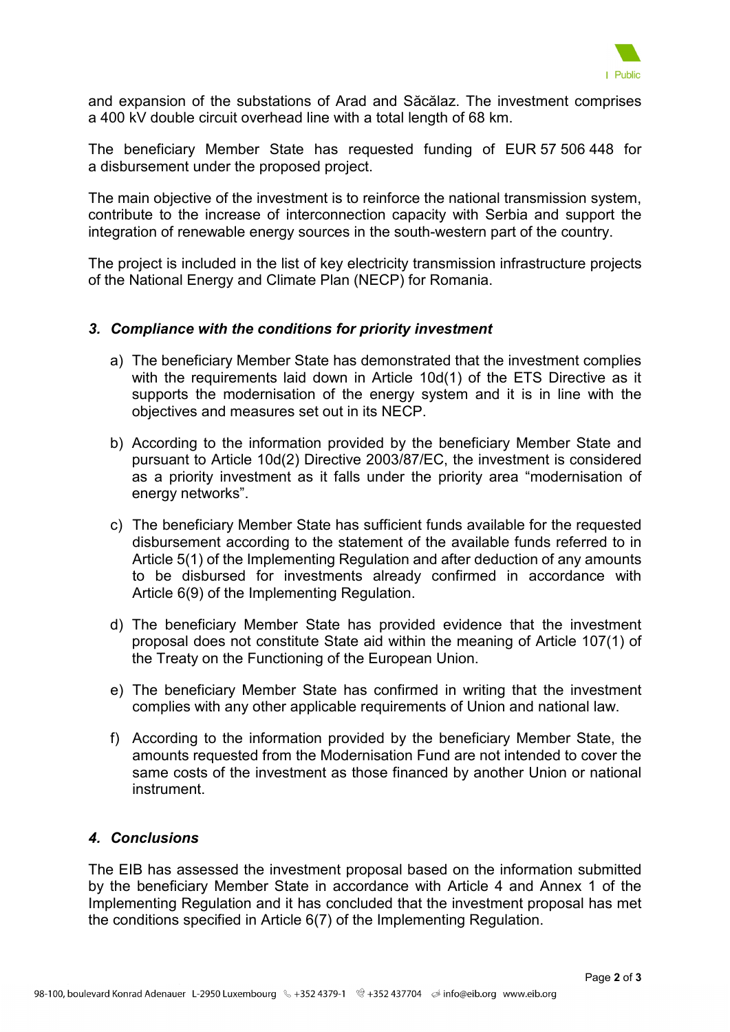and expansion of the substations of Arad and Săcălaz. The investment comprises a 400 kV double circuit overhead line with a total length of 68 km.

The beneficiary Member State has requested funding of EUR 57 506 448 for a disbursement under the proposed project.

The main objective of the investment is to reinforce the national transmission system, contribute to the increase of interconnection capacity with Serbia and support the integration of renewable energy sources in the south-western part of the country.

The project is included in the list of key electricity transmission infrastructure projects of the National Energy and Climate Plan (NECP) for Romania.

### *3. Compliance with the conditions for priority investment*

a) The beneficiary Member State has demonstrated that the investment complies with the requirements laid down in Article 10d(1) of the ETS Directive as it supports the modernisation of the energy system and it is in line with the objectives and measures set out in its NECP.

b) According to the information provided by the beneficiary Member State and pursuant to Article 10d(2) Directive 2003/87/EC, the investment is considered as a priority investment as it falls under the priority area “modernisation of energy networks”.

c) The beneficiary Member State has sufficient funds available for the requested disbursement according to the statement of the available funds referred to in Article 5(1) of the Implementing Regulation and after deduction of any amounts to be disbursed for investments already confirmed in accordance with Article 6(9) of the Implementing Regulation.

d) The beneficiary Member State has provided evidence that the investment proposal does not constitute State aid within the meaning of Article 107(1) of the Treaty on the Functioning of the European Union.

e) The beneficiary Member State has confirmed in writing that the investment complies with any other applicable requirements of Union and national law.

f) According to the information provided by the beneficiary Member State, the amounts requested from the Modernisation Fund are not intended to cover the same costs of the investment as those financed by another Union or national instrument.

### *4. Conclusions*

The EIB has assessed the investment proposal based on the information submitted by the beneficiary Member State in accordance with Article 4 and Annex 1 of the Implementing Regulation and it has concluded that the investment proposal has met the conditions specified in Article 6(7) of the Implementing Regulation.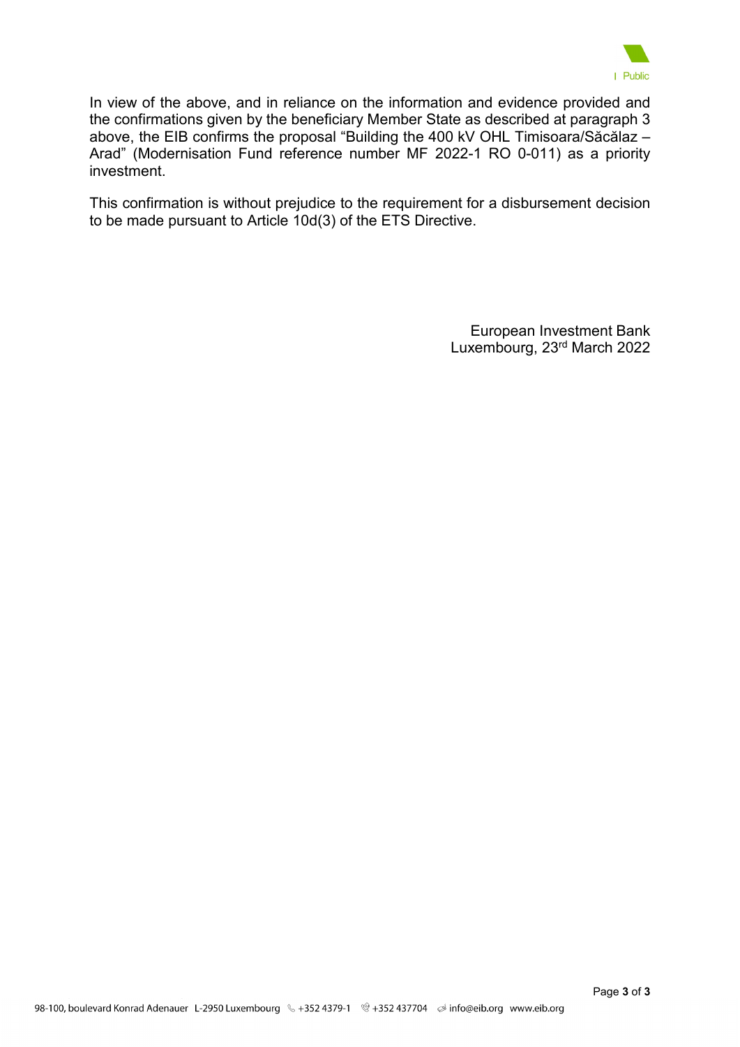In view of the above, and in reliance on the information and evidence provided and the confirmations given by the beneficiary Member State as described at paragraph 3 above, the EIB confirms the proposal "Building the 400 kV OHL Timisoara/Săcălaz – Arad" (Modernisation Fund reference number MF 2022-1 RO 0-011) as a priority investment.

This confirmation is without prejudice to the requirement for a disbursement decision to be made pursuant to Article 10d(3) of the ETS Directive.

European Investment Bank
Luxembourg, 23rd March 2022